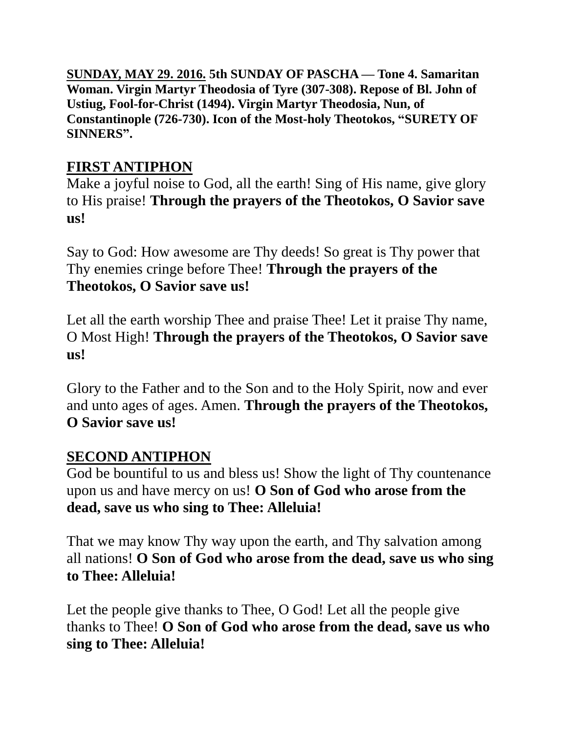**SUNDAY, MAY 29. 2016. 5th SUNDAY OF PASCHA — Tone 4. Samaritan Woman. Virgin Martyr Theodosia of Tyre (307-308). Repose of Bl. John of Ustiug, Fool-for-Christ (1494). Virgin Martyr Theodosia, Nun, of Constantinople (726-730). Icon of the Most-holy Theotokos, "SURETY OF SINNERS".**

## FIRST ANTIPHON

Make a joyful noise to God, all the earth! Sing of His name, give glory to His praise! **Through the prayers of the Theotokos, O Savior save us!**

Say to God: How awesome are Thy deeds! So great is Thy power that Thy enemies cringe before Thee! **Through the prayers of the Theotokos, O Savior save us!**

Let all the earth worship Thee and praise Thee! Let it praise Thy name, O Most High! **Through the prayers of the Theotokos, O Savior save us!**

Glory to the Father and to the Son and to the Holy Spirit, now and ever and unto ages of ages. Amen. **Through the prayers of the Theotokos, O Savior save us!**

## SECOND ANTIPHON

God be bountiful to us and bless us! Show the light of Thy countenance upon us and have mercy on us! **O Son of God who arose from the dead, save us who sing to Thee: Alleluia!**

That we may know Thy way upon the earth, and Thy salvation among all nations! **O Son of God who arose from the dead, save us who sing to Thee: Alleluia!**

Let the people give thanks to Thee, O God! Let all the people give thanks to Thee! **O Son of God who arose from the dead, save us who sing to Thee: Alleluia!**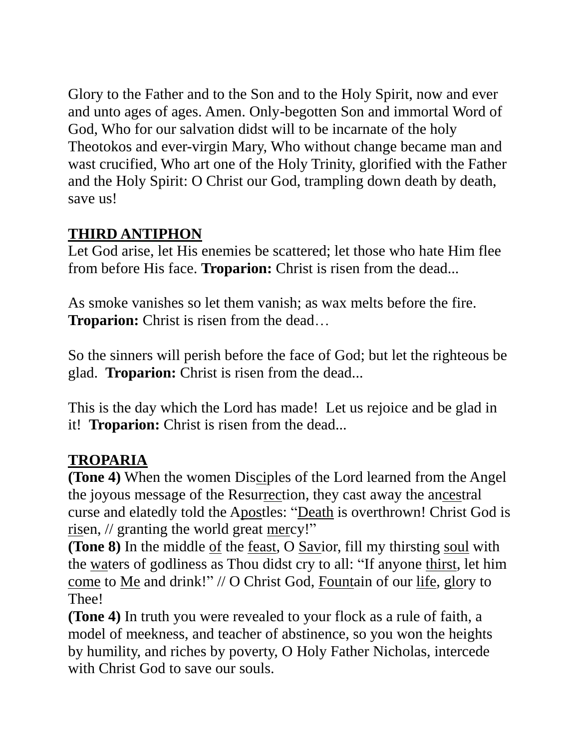Glory to the Father and to the Son and to the Holy Spirit, now and ever and unto ages of ages. Amen. Only-begotten Son and immortal Word of God, Who for our salvation didst will to be incarnate of the holy Theotokos and ever-virgin Mary, Who without change became man and wast crucified, Who art one of the Holy Trinity, glorified with the Father and the Holy Spirit: O Christ our God, trampling down death by death, save us!

## THIRD ANTIPHON

Let God arise, let His enemies be scattered; let those who hate Him flee from before His face. **Troparion:** Christ is risen from the dead...

As smoke vanishes so let them vanish; as wax melts before the fire. **Troparion:** Christ is risen from the dead…

So the sinners will perish before the face of God; but let the righteous be glad. **Troparion:** Christ is risen from the dead...

This is the day which the Lord has made! Let us rejoice and be glad in it! **Troparion:** Christ is risen from the dead...

## TROPARIA

**(Tone 4)** When the women Disciples of the Lord learned from the Angel the joyous message of the Resurrection, they cast away the ancestral curse and elatedly told the Apostles: "Death is overthrown! Christ God is risen, // granting the world great mercy!"

**(Tone 8)** In the middle of the feast, O Savior, fill my thirsting soul with the waters of godliness as Thou didst cry to all: "If anyone thirst, let him come to Me and drink!" // O Christ God, Fountain of our life, glory to Thee!

**(Tone 4)** In truth you were revealed to your flock as a rule of faith, a model of meekness, and teacher of abstinence, so you won the heights by humility, and riches by poverty, O Holy Father Nicholas, intercede with Christ God to save our souls.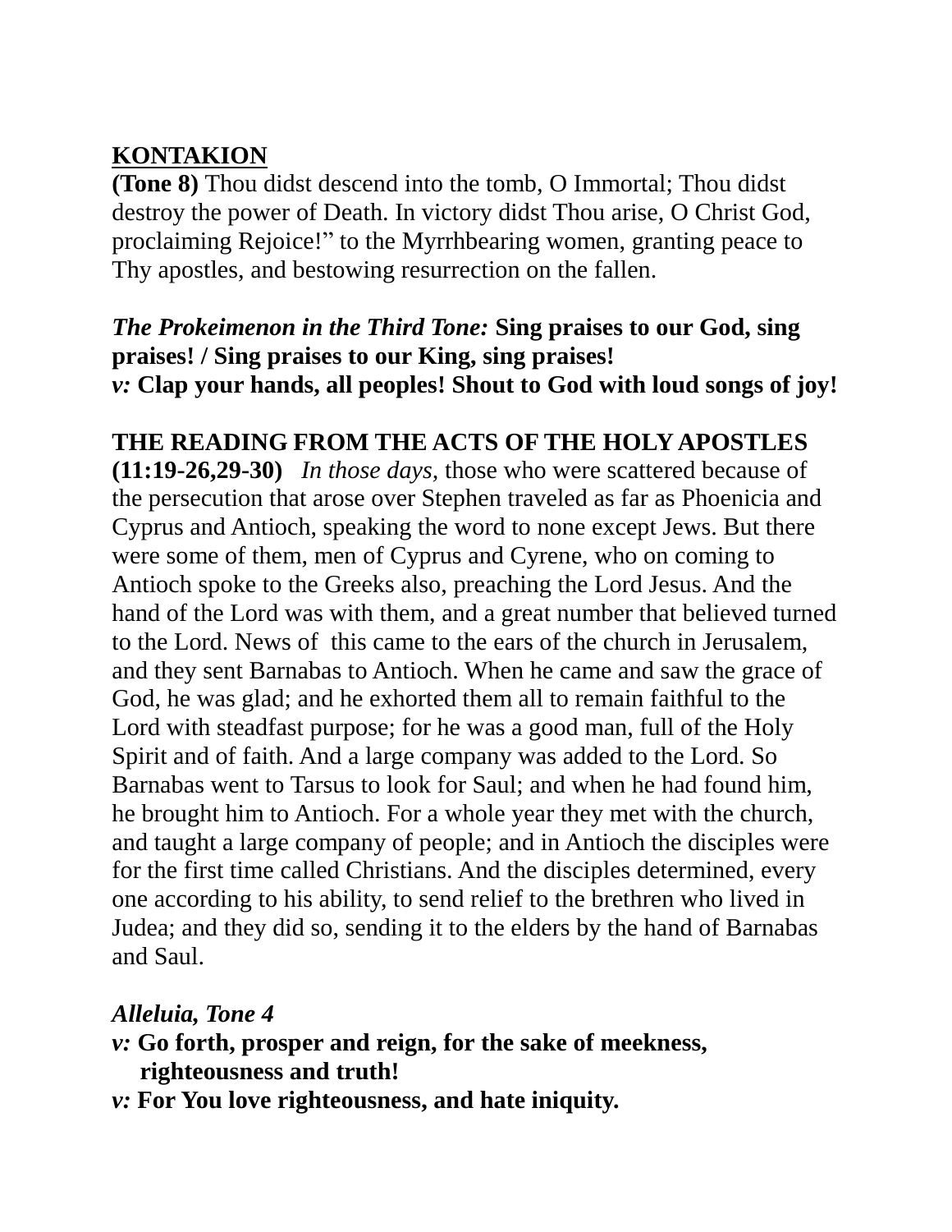**KONTAKION**

**(Tone 8)** Thou didst descend into the tomb, O Immortal; Thou didst destroy the power of Death. In victory didst Thou arise, O Christ God, proclaiming Rejoice!" to the Myrrhbearing women, granting peace to Thy apostles, and bestowing resurrection on the fallen.

***The Prokeimenon in the Third Tone:*** **Sing praises to our God, sing praises! / Sing praises to our King, sing praises!**
***v:*** **Clap your hands, all peoples! Shout to God with loud songs of joy!**

**THE READING FROM THE ACTS OF THE HOLY APOSTLES (11:19-26,29-30)** *In those days,* those who were scattered because of the persecution that arose over Stephen traveled as far as Phoenicia and Cyprus and Antioch, speaking the word to none except Jews. But there were some of them, men of Cyprus and Cyrene, who on coming to Antioch spoke to the Greeks also, preaching the Lord Jesus. And the hand of the Lord was with them, and a great number that believed turned to the Lord. News of this came to the ears of the church in Jerusalem, and they sent Barnabas to Antioch. When he came and saw the grace of God, he was glad; and he exhorted them all to remain faithful to the Lord with steadfast purpose; for he was a good man, full of the Holy Spirit and of faith. And a large company was added to the Lord. So Barnabas went to Tarsus to look for Saul; and when he had found him, he brought him to Antioch. For a whole year they met with the church, and taught a large company of people; and in Antioch the disciples were for the first time called Christians. And the disciples determined, every one according to his ability, to send relief to the brethren who lived in Judea; and they did so, sending it to the elders by the hand of Barnabas and Saul.

***Alleluia, Tone 4***
***v:*** **Go forth, prosper and reign, for the sake of meekness, righteousness and truth!**
***v:*** **For You love righteousness, and hate iniquity.**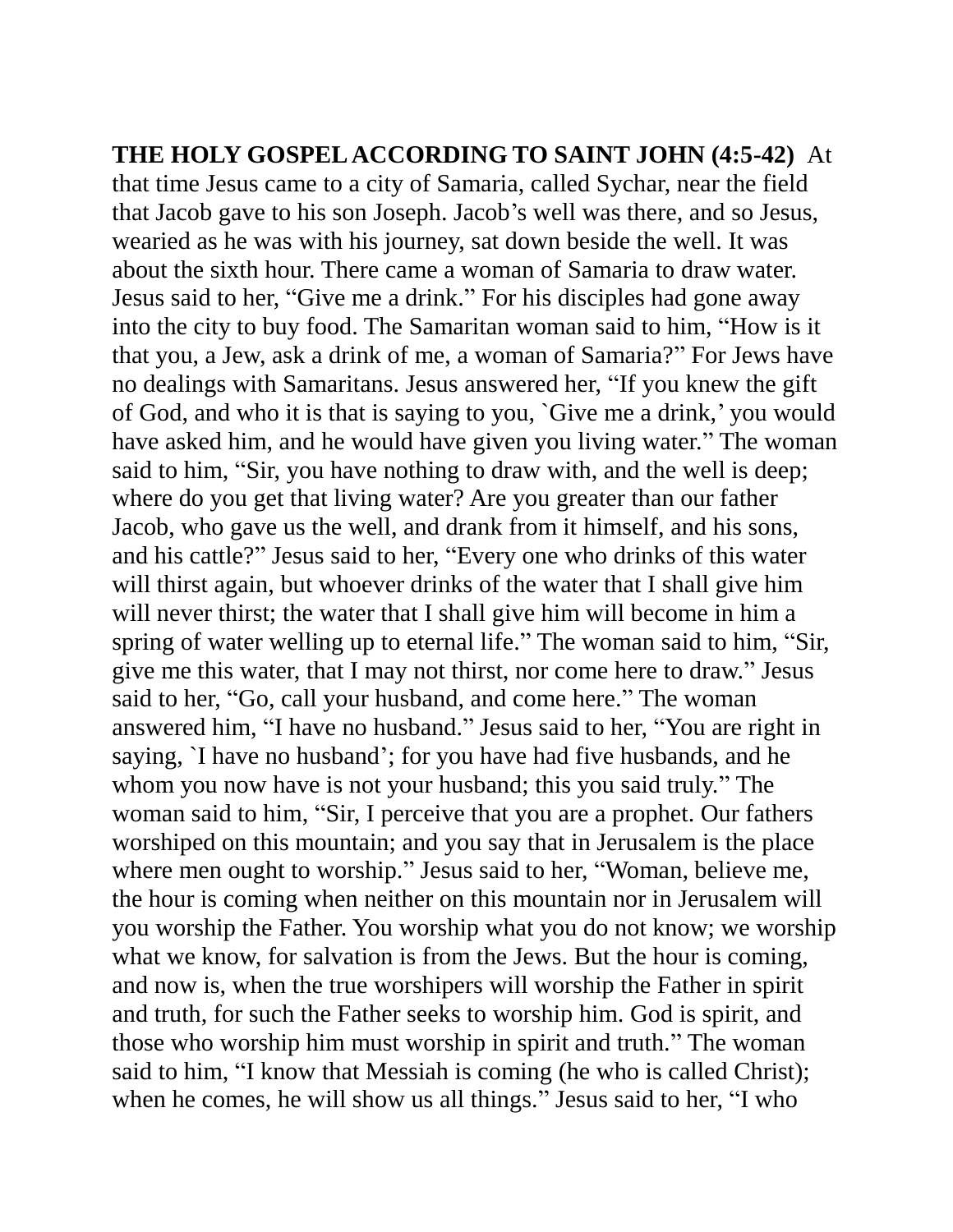**THE HOLY GOSPEL ACCORDING TO SAINT JOHN (4:5-42)** At that time Jesus came to a city of Samaria, called Sychar, near the field that Jacob gave to his son Joseph. Jacob's well was there, and so Jesus, wearied as he was with his journey, sat down beside the well. It was about the sixth hour. There came a woman of Samaria to draw water. Jesus said to her, "Give me a drink." For his disciples had gone away into the city to buy food. The Samaritan woman said to him, "How is it that you, a Jew, ask a drink of me, a woman of Samaria?" For Jews have no dealings with Samaritans. Jesus answered her, "If you knew the gift of God, and who it is that is saying to you, `Give me a drink,' you would have asked him, and he would have given you living water." The woman said to him, "Sir, you have nothing to draw with, and the well is deep; where do you get that living water? Are you greater than our father Jacob, who gave us the well, and drank from it himself, and his sons, and his cattle?" Jesus said to her, "Every one who drinks of this water will thirst again, but whoever drinks of the water that I shall give him will never thirst; the water that I shall give him will become in him a spring of water welling up to eternal life." The woman said to him, "Sir, give me this water, that I may not thirst, nor come here to draw." Jesus said to her, "Go, call your husband, and come here." The woman answered him, "I have no husband." Jesus said to her, "You are right in saying, `I have no husband'; for you have had five husbands, and he whom you now have is not your husband; this you said truly." The woman said to him, "Sir, I perceive that you are a prophet. Our fathers worshiped on this mountain; and you say that in Jerusalem is the place where men ought to worship." Jesus said to her, "Woman, believe me, the hour is coming when neither on this mountain nor in Jerusalem will you worship the Father. You worship what you do not know; we worship what we know, for salvation is from the Jews. But the hour is coming, and now is, when the true worshipers will worship the Father in spirit and truth, for such the Father seeks to worship him. God is spirit, and those who worship him must worship in spirit and truth." The woman said to him, "I know that Messiah is coming (he who is called Christ); when he comes, he will show us all things." Jesus said to her, "I who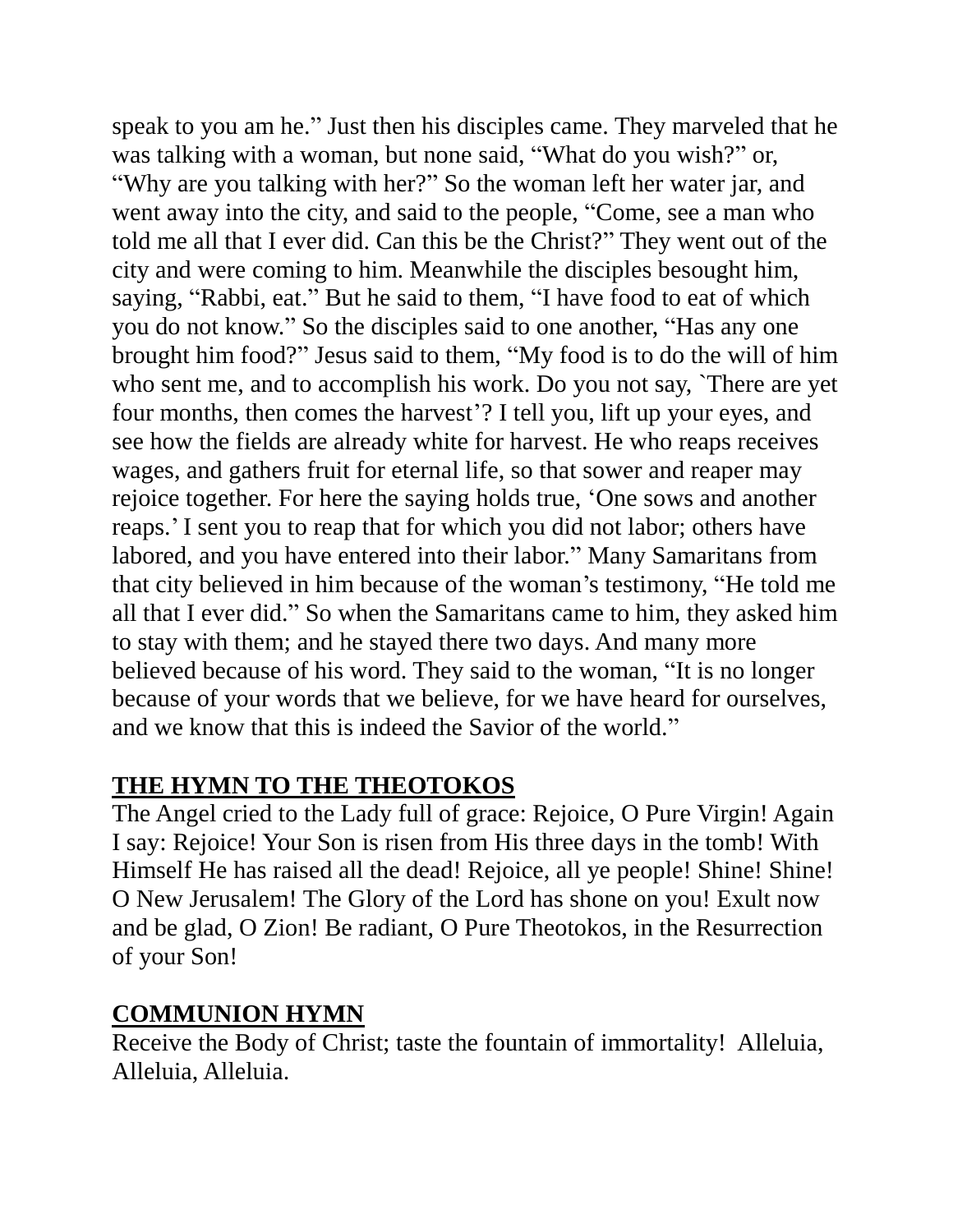speak to you am he." Just then his disciples came. They marveled that he was talking with a woman, but none said, "What do you wish?" or, "Why are you talking with her?" So the woman left her water jar, and went away into the city, and said to the people, "Come, see a man who told me all that I ever did. Can this be the Christ?" They went out of the city and were coming to him. Meanwhile the disciples besought him, saying, "Rabbi, eat." But he said to them, "I have food to eat of which you do not know." So the disciples said to one another, "Has any one brought him food?" Jesus said to them, "My food is to do the will of him who sent me, and to accomplish his work. Do you not say, `There are yet four months, then comes the harvest'? I tell you, lift up your eyes, and see how the fields are already white for harvest. He who reaps receives wages, and gathers fruit for eternal life, so that sower and reaper may rejoice together. For here the saying holds true, 'One sows and another reaps.' I sent you to reap that for which you did not labor; others have labored, and you have entered into their labor." Many Samaritans from that city believed in him because of the woman's testimony, "He told me all that I ever did." So when the Samaritans came to him, they asked him to stay with them; and he stayed there two days. And many more believed because of his word. They said to the woman, "It is no longer because of your words that we believe, for we have heard for ourselves, and we know that this is indeed the Savior of the world."

## THE HYMN TO THE THEOTOKOS

The Angel cried to the Lady full of grace: Rejoice, O Pure Virgin! Again I say: Rejoice! Your Son is risen from His three days in the tomb! With Himself He has raised all the dead! Rejoice, all ye people! Shine! Shine! O New Jerusalem! The Glory of the Lord has shone on you! Exult now and be glad, O Zion! Be radiant, O Pure Theotokos, in the Resurrection of your Son!

## COMMUNION HYMN

Receive the Body of Christ; taste the fountain of immortality! Alleluia, Alleluia, Alleluia.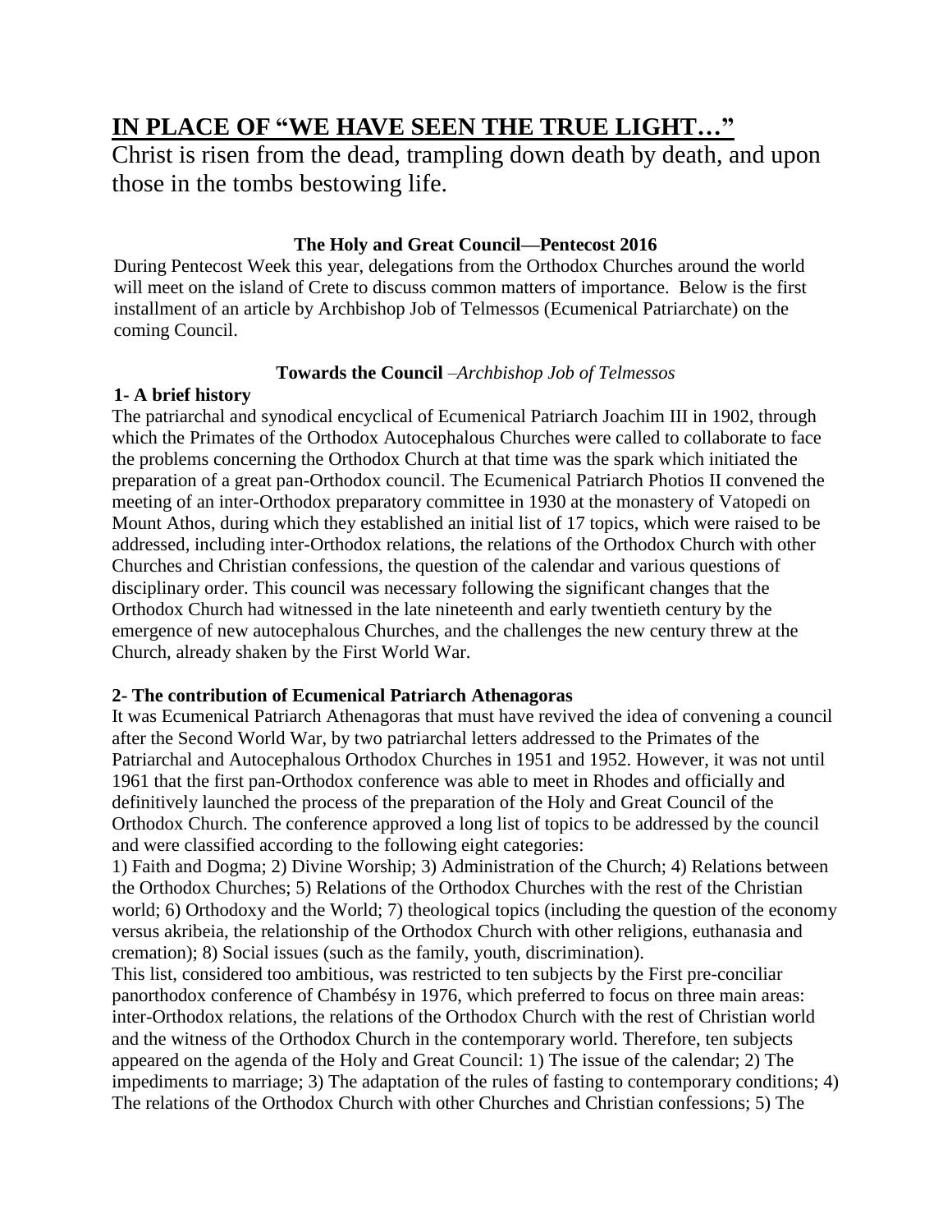# IN PLACE OF "WE HAVE SEEN THE TRUE LIGHT…"

Christ is risen from the dead, trampling down death by death, and upon those in the tombs bestowing life.

**The Holy and Great Council—Pentecost 2016**

During Pentecost Week this year, delegations from the Orthodox Churches around the world will meet on the island of Crete to discuss common matters of importance. Below is the first installment of an article by Archbishop Job of Telmessos (Ecumenical Patriarchate) on the coming Council.

**Towards the Council** –*Archbishop Job of Telmessos*

**1- A brief history**

The patriarchal and synodical encyclical of Ecumenical Patriarch Joachim III in 1902, through which the Primates of the Orthodox Autocephalous Churches were called to collaborate to face the problems concerning the Orthodox Church at that time was the spark which initiated the preparation of a great pan-Orthodox council. The Ecumenical Patriarch Photios II convened the meeting of an inter-Orthodox preparatory committee in 1930 at the monastery of Vatopedi on Mount Athos, during which they established an initial list of 17 topics, which were raised to be addressed, including inter-Orthodox relations, the relations of the Orthodox Church with other Churches and Christian confessions, the question of the calendar and various questions of disciplinary order. This council was necessary following the significant changes that the Orthodox Church had witnessed in the late nineteenth and early twentieth century by the emergence of new autocephalous Churches, and the challenges the new century threw at the Church, already shaken by the First World War.

**2- The contribution of Ecumenical Patriarch Athenagoras**

It was Ecumenical Patriarch Athenagoras that must have revived the idea of convening a council after the Second World War, by two patriarchal letters addressed to the Primates of the Patriarchal and Autocephalous Orthodox Churches in 1951 and 1952. However, it was not until 1961 that the first pan-Orthodox conference was able to meet in Rhodes and officially and definitively launched the process of the preparation of the Holy and Great Council of the Orthodox Church. The conference approved a long list of topics to be addressed by the council and were classified according to the following eight categories:

1) Faith and Dogma; 2) Divine Worship; 3) Administration of the Church; 4) Relations between the Orthodox Churches; 5) Relations of the Orthodox Churches with the rest of the Christian world; 6) Orthodoxy and the World; 7) theological topics (including the question of the economy versus akribeia, the relationship of the Orthodox Church with other religions, euthanasia and cremation); 8) Social issues (such as the family, youth, discrimination).

This list, considered too ambitious, was restricted to ten subjects by the First pre-conciliar panorthodox conference of Chambésy in 1976, which preferred to focus on three main areas: inter-Orthodox relations, the relations of the Orthodox Church with the rest of Christian world and the witness of the Orthodox Church in the contemporary world. Therefore, ten subjects appeared on the agenda of the Holy and Great Council: 1) The issue of the calendar; 2) The impediments to marriage; 3) The adaptation of the rules of fasting to contemporary conditions; 4) The relations of the Orthodox Church with other Churches and Christian confessions; 5) The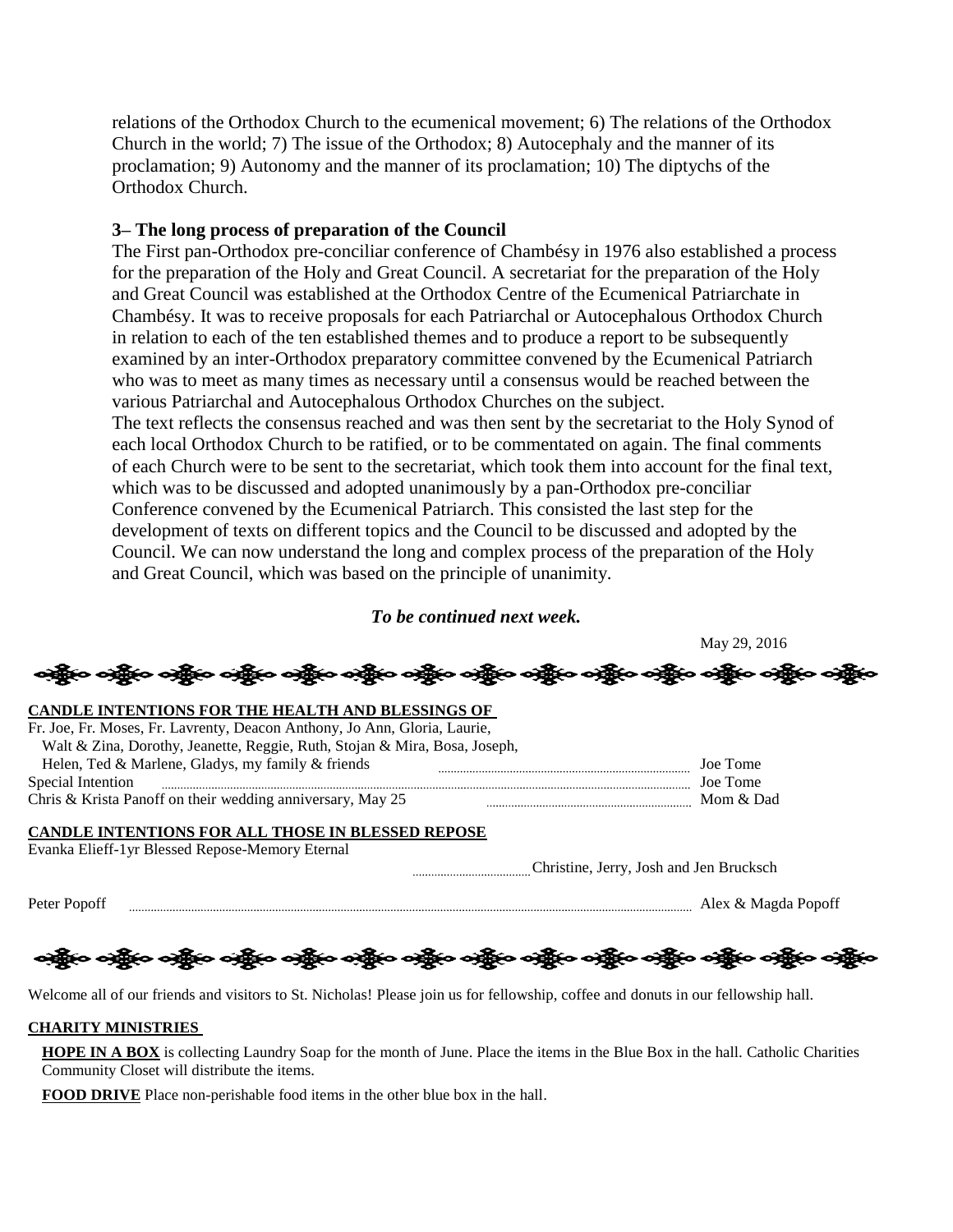relations of the Orthodox Church to the ecumenical movement; 6) The relations of the Orthodox Church in the world; 7) The issue of the Orthodox; 8) Autocephaly and the manner of its proclamation; 9) Autonomy and the manner of its proclamation; 10) The diptychs of the Orthodox Church.

**3– The long process of preparation of the Council**

The First pan-Orthodox pre-conciliar conference of Chambésy in 1976 also established a process for the preparation of the Holy and Great Council. A secretariat for the preparation of the Holy and Great Council was established at the Orthodox Centre of the Ecumenical Patriarchate in Chambésy. It was to receive proposals for each Patriarchal or Autocephalous Orthodox Church in relation to each of the ten established themes and to produce a report to be subsequently examined by an inter-Orthodox preparatory committee convened by the Ecumenical Patriarch who was to meet as many times as necessary until a consensus would be reached between the various Patriarchal and Autocephalous Orthodox Churches on the subject.

The text reflects the consensus reached and was then sent by the secretariat to the Holy Synod of each local Orthodox Church to be ratified, or to be commentated on again. The final comments of each Church were to be sent to the secretariat, which took them into account for the final text, which was to be discussed and adopted unanimously by a pan-Orthodox pre-conciliar Conference convened by the Ecumenical Patriarch. This consisted the last step for the development of texts on different topics and the Council to be discussed and adopted by the Council. We can now understand the long and complex process of the preparation of the Holy and Great Council, which was based on the principle of unanimity.

***To be continued next week.***

May 29, 2016

**CANDLE INTENTIONS FOR THE HEALTH AND BLESSINGS OF**

Fr. Joe, Fr. Moses, Fr. Lavrenty, Deacon Anthony, Jo Ann, Gloria, Laurie, Walt & Zina, Dorothy, Jeanette, Reggie, Ruth, Stojan & Mira, Bosa, Joseph, Helen, Ted & Marlene, Gladys, my family & friends ............ Joe Tome

Special Intention ............ Joe Tome

Chris & Krista Panoff on their wedding anniversary, May 25 ............ Mom & Dad

**CANDLE INTENTIONS FOR ALL THOSE IN BLESSED REPOSE**

Evanka Elieff-1yr Blessed Repose-Memory Eternal ............ Christine, Jerry, Josh and Jen Brucksch

Peter Popoff ............ Alex & Magda Popoff

Welcome all of our friends and visitors to St. Nicholas! Please join us for fellowship, coffee and donuts in our fellowship hall.

**CHARITY MINISTRIES**

**HOPE IN A BOX** is collecting Laundry Soap for the month of June. Place the items in the Blue Box in the hall. Catholic Charities Community Closet will distribute the items.

**FOOD DRIVE** Place non-perishable food items in the other blue box in the hall.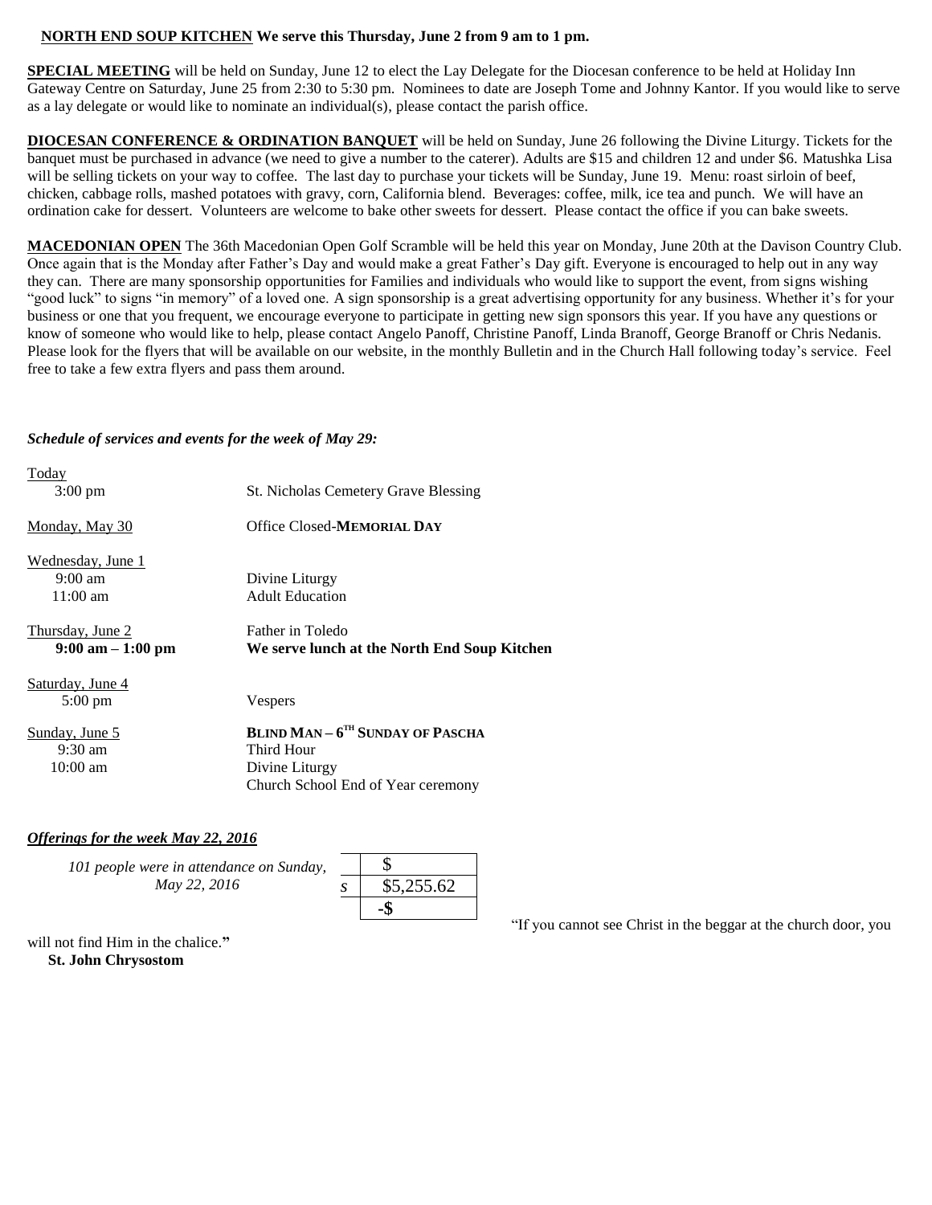**NORTH END SOUP KITCHEN We serve this Thursday, June 2 from 9 am to 1 pm.**

**SPECIAL MEETING** will be held on Sunday, June 12 to elect the Lay Delegate for the Diocesan conference to be held at Holiday Inn Gateway Centre on Saturday, June 25 from 2:30 to 5:30 pm. Nominees to date are Joseph Tome and Johnny Kantor. If you would like to serve as a lay delegate or would like to nominate an individual(s), please contact the parish office.

**DIOCESAN CONFERENCE & ORDINATION BANQUET** will be held on Sunday, June 26 following the Divine Liturgy. Tickets for the banquet must be purchased in advance (we need to give a number to the caterer). Adults are $15 and children 12 and under $6. Matushka Lisa will be selling tickets on your way to coffee. The last day to purchase your tickets will be Sunday, June 19. Menu: roast sirloin of beef, chicken, cabbage rolls, mashed potatoes with gravy, corn, California blend. Beverages: coffee, milk, ice tea and punch. We will have an ordination cake for dessert. Volunteers are welcome to bake other sweets for dessert. Please contact the office if you can bake sweets.

**MACEDONIAN OPEN** The 36th Macedonian Open Golf Scramble will be held this year on Monday, June 20th at the Davison Country Club. Once again that is the Monday after Father's Day and would make a great Father's Day gift. Everyone is encouraged to help out in any way they can. There are many sponsorship opportunities for Families and individuals who would like to support the event, from signs wishing "good luck" to signs "in memory" of a loved one. A sign sponsorship is a great advertising opportunity for any business. Whether it's for your business or one that you frequent, we encourage everyone to participate in getting new sign sponsors this year. If you have any questions or know of someone who would like to help, please contact Angelo Panoff, Christine Panoff, Linda Branoff, George Branoff or Chris Nedanis. Please look for the flyers that will be available on our website, in the monthly Bulletin and in the Church Hall following today's service. Feel free to take a few extra flyers and pass them around.

***Schedule of services and events for the week of May 29:***

| | |
|---|---|
| Today | |
| 3:00 pm | St. Nicholas Cemetery Grave Blessing |
| Monday, May 30 | Office Closed-**MEMORIAL DAY** |
| Wednesday, June 1 | |
| 9:00 am | Divine Liturgy |
| 11:00 am | Adult Education |
| Thursday, June 2 | Father in Toledo |
| **9:00 am – 1:00 pm** | **We serve lunch at the North End Soup Kitchen** |
| Saturday, June 4 | |
| 5:00 pm | Vespers |
| Sunday, June 5 | **BLIND MAN – 6TH SUNDAY OF PASCHA** |
| 9:30 am | Third Hour |
| 10:00 am | Divine Liturgy |
| | Church School End of Year ceremony |

***Offerings for the week May 22, 2016***

*101 people were in attendance on Sunday, May 22, 2016*

| | |
|---|---|
| | $ |
| *s* | $5,255.62 |
| | **-$** |

"If you cannot see Christ in the beggar at the church door, you will not find Him in the chalice."
**St. John Chrysostom**